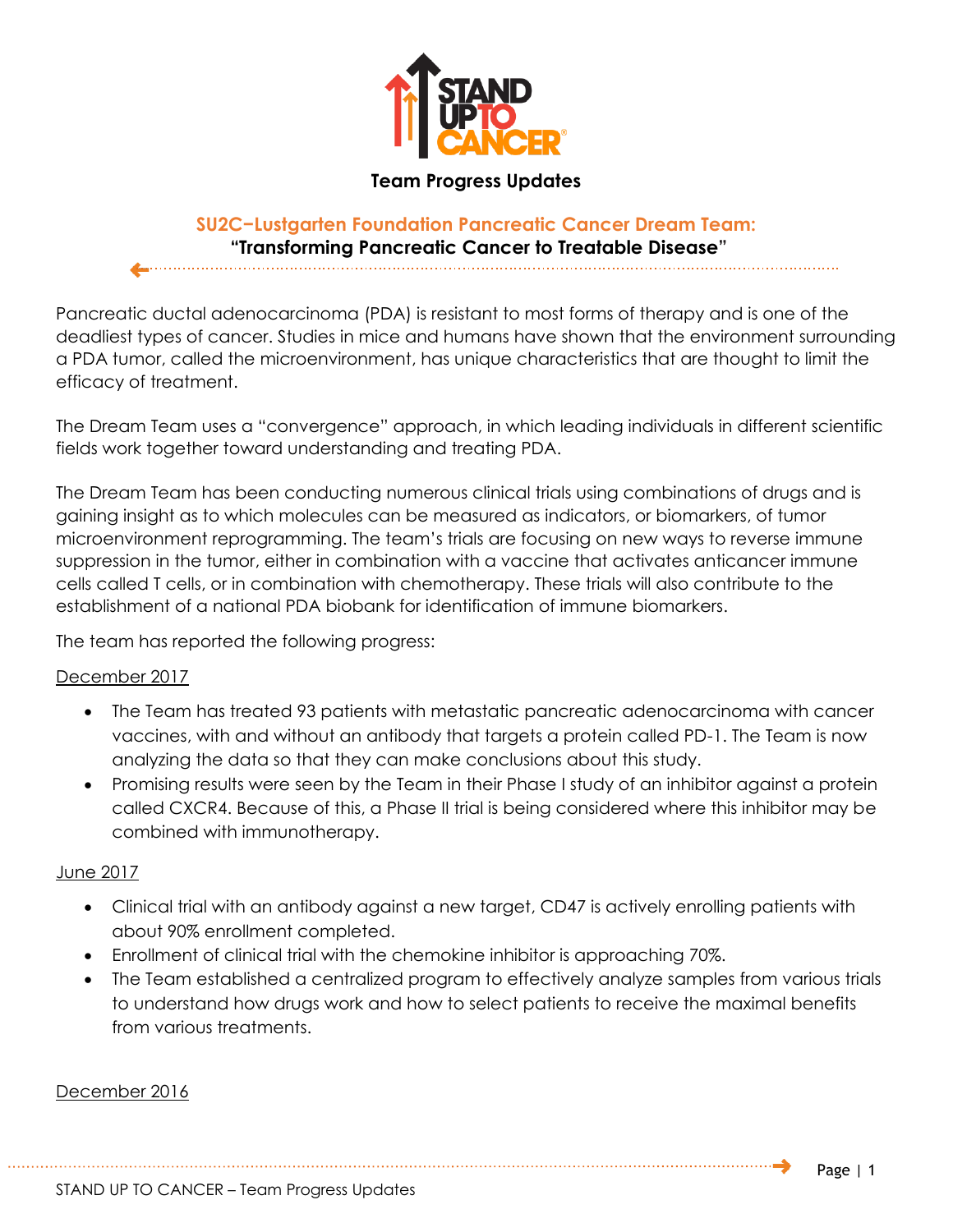# Team Progress Updates

## SU2C–Lustgarten Foundation Pancreatic Cancer Dream Team:
### "Transforming Pancreatic Cancer to Treatable Disease"

Pancreatic ductal adenocarcinoma (PDA) is resistant to most forms of therapy and is one of the deadliest types of cancer. Studies in mice and humans have shown that the environment surrounding a PDA tumor, called the microenvironment, has unique characteristics that are thought to limit the efficacy of treatment.

The Dream Team uses a "convergence" approach, in which leading individuals in different scientific fields work together toward understanding and treating PDA.

The Dream Team has been conducting numerous clinical trials using combinations of drugs and is gaining insight as to which molecules can be measured as indicators, or biomarkers, of tumor microenvironment reprogramming. The team's trials are focusing on new ways to reverse immune suppression in the tumor, either in combination with a vaccine that activates anticancer immune cells called T cells, or in combination with chemotherapy. These trials will also contribute to the establishment of a national PDA biobank for identification of immune biomarkers.

The team has reported the following progress:

<u>December 2017</u>

- The Team has treated 93 patients with metastatic pancreatic adenocarcinoma with cancer vaccines, with and without an antibody that targets a protein called PD-1. The Team is now analyzing the data so that they can make conclusions about this study.
- Promising results were seen by the Team in their Phase I study of an inhibitor against a protein called CXCR4. Because of this, a Phase II trial is being considered where this inhibitor may be combined with immunotherapy.

<u>June 2017</u>

- Clinical trial with an antibody against a new target, CD47 is actively enrolling patients with about 90% enrollment completed.
- Enrollment of clinical trial with the chemokine inhibitor is approaching 70%.
- The Team established a centralized program to effectively analyze samples from various trials to understand how drugs work and how to select patients to receive the maximal benefits from various treatments.

<u>December 2016</u>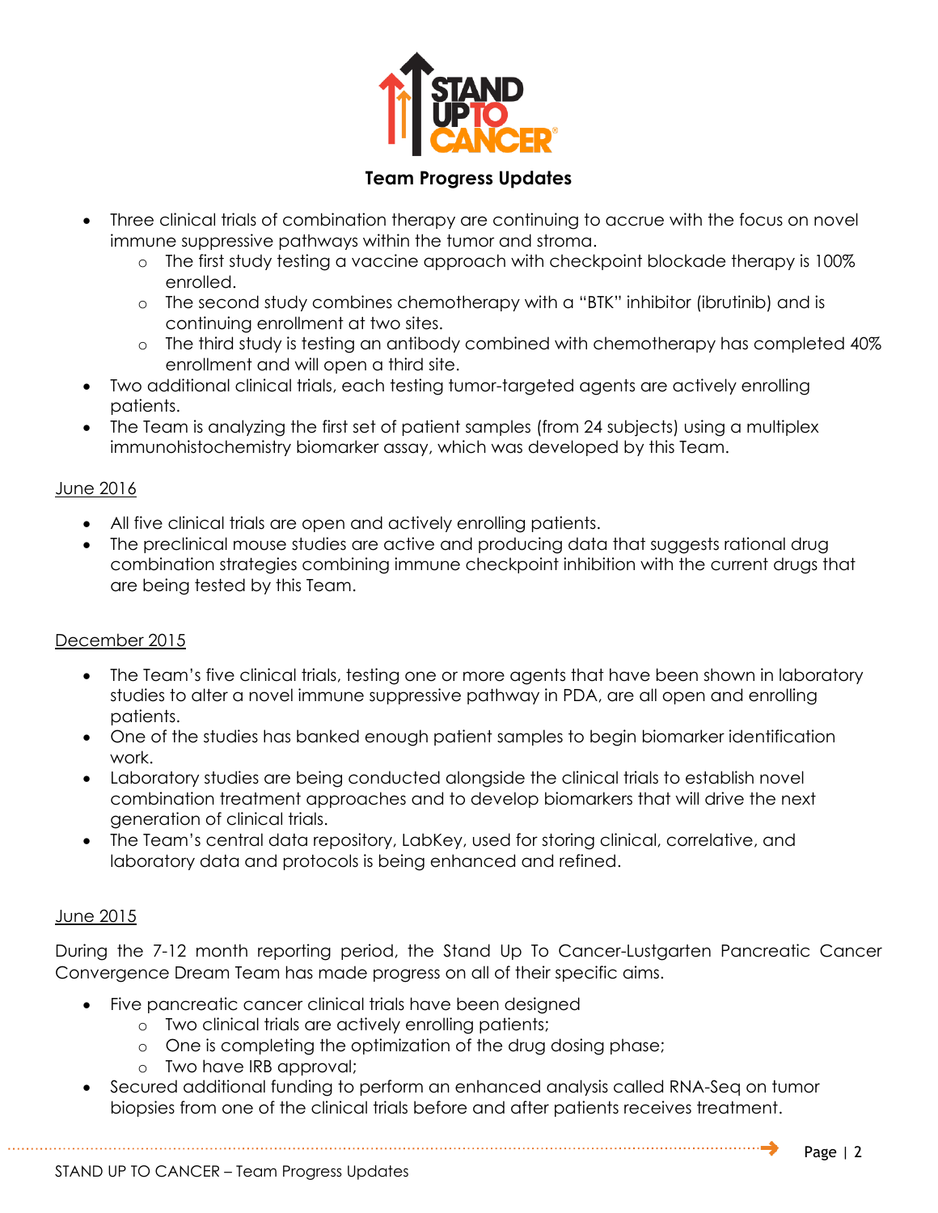**Team Progress Updates**

- Three clinical trials of combination therapy are continuing to accrue with the focus on novel immune suppressive pathways within the tumor and stroma.
  - The first study testing a vaccine approach with checkpoint blockade therapy is 100% enrolled.
  - The second study combines chemotherapy with a "BTK" inhibitor (ibrutinib) and is continuing enrollment at two sites.
  - The third study is testing an antibody combined with chemotherapy has completed 40% enrollment and will open a third site.
- Two additional clinical trials, each testing tumor-targeted agents are actively enrolling patients.
- The Team is analyzing the first set of patient samples (from 24 subjects) using a multiplex immunohistochemistry biomarker assay, which was developed by this Team.

June 2016

- All five clinical trials are open and actively enrolling patients.
- The preclinical mouse studies are active and producing data that suggests rational drug combination strategies combining immune checkpoint inhibition with the current drugs that are being tested by this Team.

December 2015

- The Team's five clinical trials, testing one or more agents that have been shown in laboratory studies to alter a novel immune suppressive pathway in PDA, are all open and enrolling patients.
- One of the studies has banked enough patient samples to begin biomarker identification work.
- Laboratory studies are being conducted alongside the clinical trials to establish novel combination treatment approaches and to develop biomarkers that will drive the next generation of clinical trials.
- The Team's central data repository, LabKey, used for storing clinical, correlative, and laboratory data and protocols is being enhanced and refined.

June 2015

During the 7-12 month reporting period, the Stand Up To Cancer-Lustgarten Pancreatic Cancer Convergence Dream Team has made progress on all of their specific aims.

- Five pancreatic cancer clinical trials have been designed
  - Two clinical trials are actively enrolling patients;
  - One is completing the optimization of the drug dosing phase;
  - Two have IRB approval;
- Secured additional funding to perform an enhanced analysis called RNA-Seq on tumor biopsies from one of the clinical trials before and after patients receives treatment.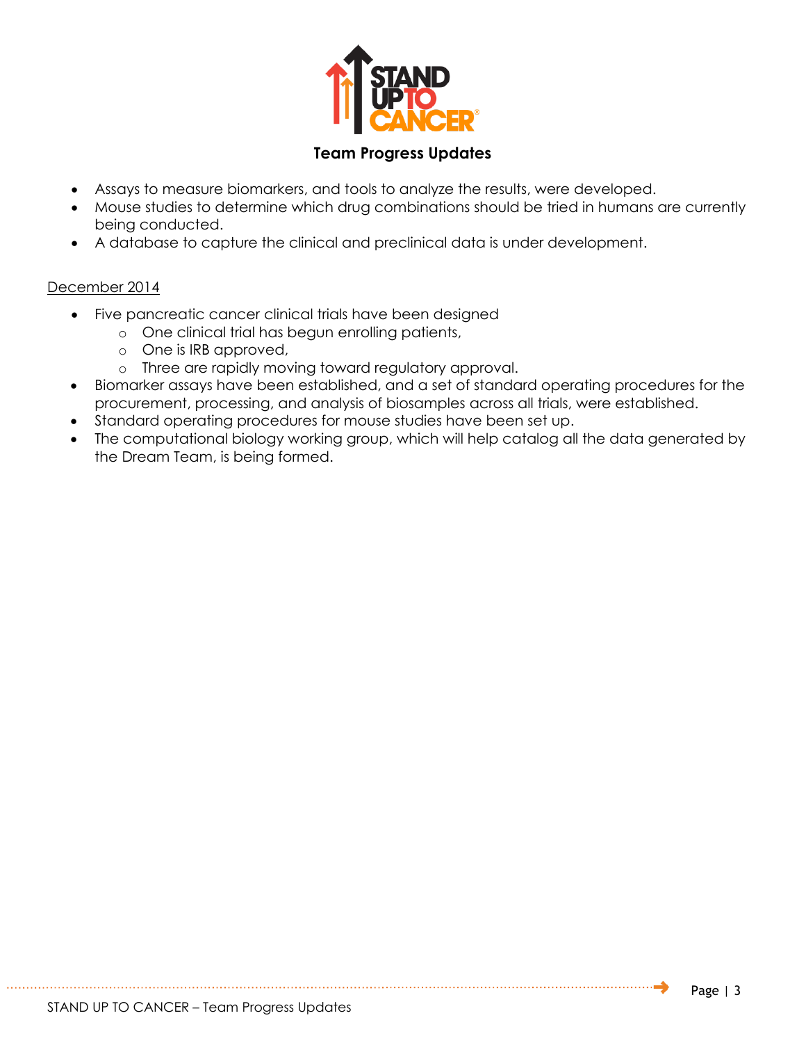**Team Progress Updates**

- Assays to measure biomarkers, and tools to analyze the results, were developed.
- Mouse studies to determine which drug combinations should be tried in humans are currently being conducted.
- A database to capture the clinical and preclinical data is under development.

December 2014

- Five pancreatic cancer clinical trials have been designed
  - One clinical trial has begun enrolling patients,
  - One is IRB approved,
  - Three are rapidly moving toward regulatory approval.
- Biomarker assays have been established, and a set of standard operating procedures for the procurement, processing, and analysis of biosamples across all trials, were established.
- Standard operating procedures for mouse studies have been set up.
- The computational biology working group, which will help catalog all the data generated by the Dream Team, is being formed.